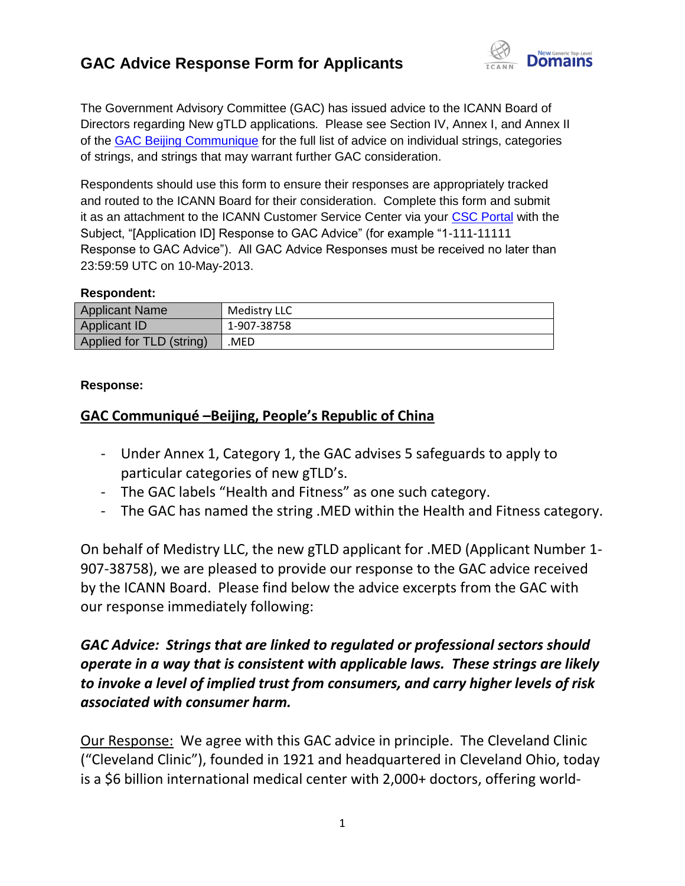# GAC Advice Response Form for Applicants

The Government Advisory Committee (GAC) has issued advice to the ICANN Board of Directors regarding New gTLD applications. Please see Section IV, Annex I, and Annex II of the GAC Beijing Communique for the full list of advice on individual strings, categories of strings, and strings that may warrant further GAC consideration.

Respondents should use this form to ensure their responses are appropriately tracked and routed to the ICANN Board for their consideration. Complete this form and submit it as an attachment to the ICANN Customer Service Center via your CSC Portal with the Subject, "[Application ID] Response to GAC Advice" (for example "1-111-11111 Response to GAC Advice"). All GAC Advice Responses must be received no later than 23:59:59 UTC on 10-May-2013.

**Respondent:**

| Applicant Name | Medistry LLC |
|---|---|
| Applicant ID | 1-907-38758 |
| Applied for TLD (string) | .MED |

**Response:**

<u>**GAC Communiqué –Beijing, People's Republic of China**</u>

- Under Annex 1, Category 1, the GAC advises 5 safeguards to apply to particular categories of new gTLD's.
- The GAC labels "Health and Fitness" as one such category.
- The GAC has named the string .MED within the Health and Fitness category.

On behalf of Medistry LLC, the new gTLD applicant for .MED (Applicant Number 1-907-38758), we are pleased to provide our response to the GAC advice received by the ICANN Board. Please find below the advice excerpts from the GAC with our response immediately following:

***GAC Advice: Strings that are linked to regulated or professional sectors should operate in a way that is consistent with applicable laws. These strings are likely to invoke a level of implied trust from consumers, and carry higher levels of risk associated with consumer harm.***

<u>Our Response:</u> We agree with this GAC advice in principle. The Cleveland Clinic ("Cleveland Clinic"), founded in 1921 and headquartered in Cleveland Ohio, today is a $6 billion international medical center with 2,000+ doctors, offering world-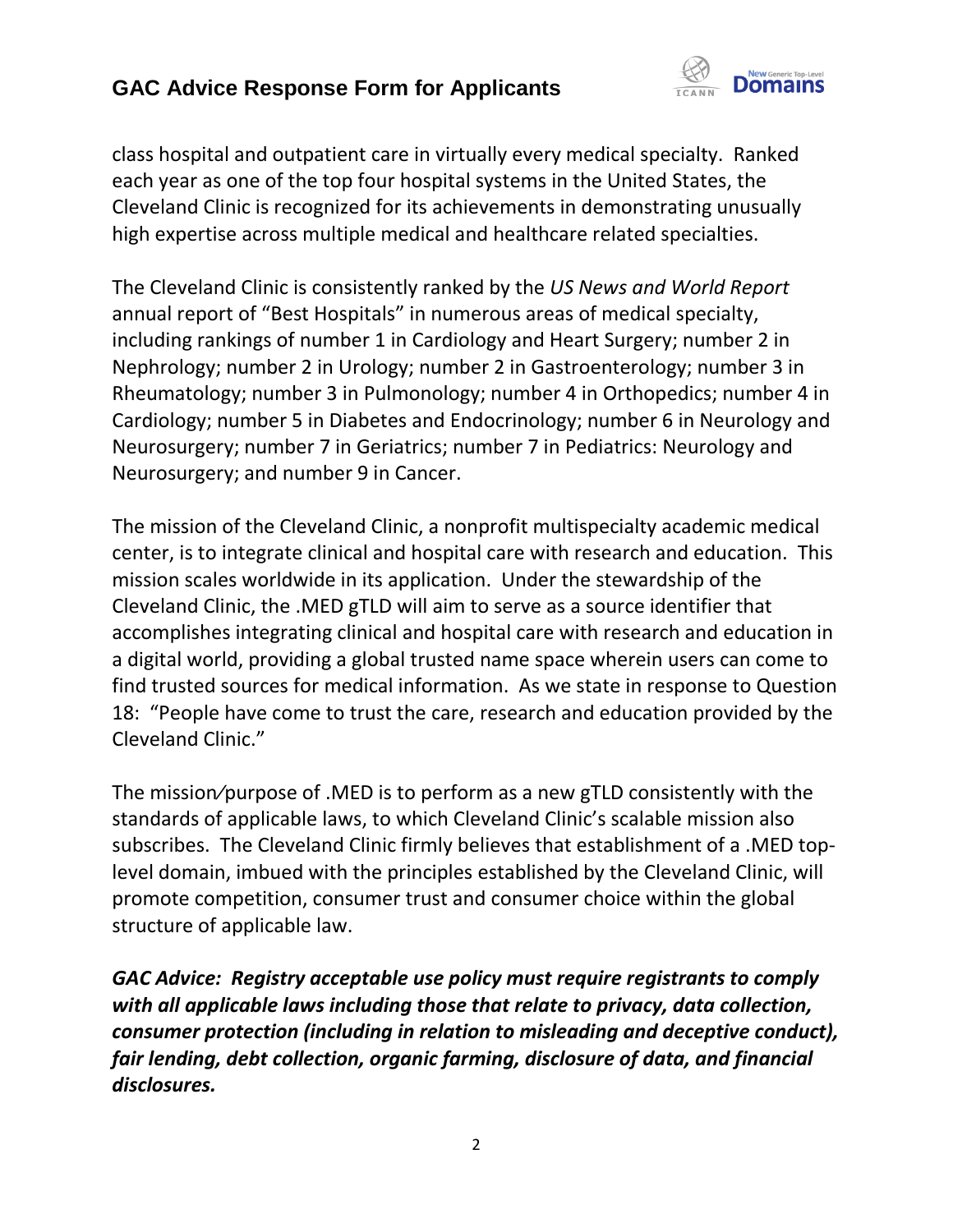class hospital and outpatient care in virtually every medical specialty. Ranked each year as one of the top four hospital systems in the United States, the Cleveland Clinic is recognized for its achievements in demonstrating unusually high expertise across multiple medical and healthcare related specialties.

The Cleveland Clinic is consistently ranked by the *US News and World Report* annual report of "Best Hospitals" in numerous areas of medical specialty, including rankings of number 1 in Cardiology and Heart Surgery; number 2 in Nephrology; number 2 in Urology; number 2 in Gastroenterology; number 3 in Rheumatology; number 3 in Pulmonology; number 4 in Orthopedics; number 4 in Cardiology; number 5 in Diabetes and Endocrinology; number 6 in Neurology and Neurosurgery; number 7 in Geriatrics; number 7 in Pediatrics: Neurology and Neurosurgery; and number 9 in Cancer.

The mission of the Cleveland Clinic, a nonprofit multispecialty academic medical center, is to integrate clinical and hospital care with research and education. This mission scales worldwide in its application. Under the stewardship of the Cleveland Clinic, the .MED gTLD will aim to serve as a source identifier that accomplishes integrating clinical and hospital care with research and education in a digital world, providing a global trusted name space wherein users can come to find trusted sources for medical information. As we state in response to Question 18: "People have come to trust the care, research and education provided by the Cleveland Clinic."

The mission⁄purpose of .MED is to perform as a new gTLD consistently with the standards of applicable laws, to which Cleveland Clinic's scalable mission also subscribes. The Cleveland Clinic firmly believes that establishment of a .MED top-level domain, imbued with the principles established by the Cleveland Clinic, will promote competition, consumer trust and consumer choice within the global structure of applicable law.

***GAC Advice: Registry acceptable use policy must require registrants to comply with all applicable laws including those that relate to privacy, data collection, consumer protection (including in relation to misleading and deceptive conduct), fair lending, debt collection, organic farming, disclosure of data, and financial disclosures.***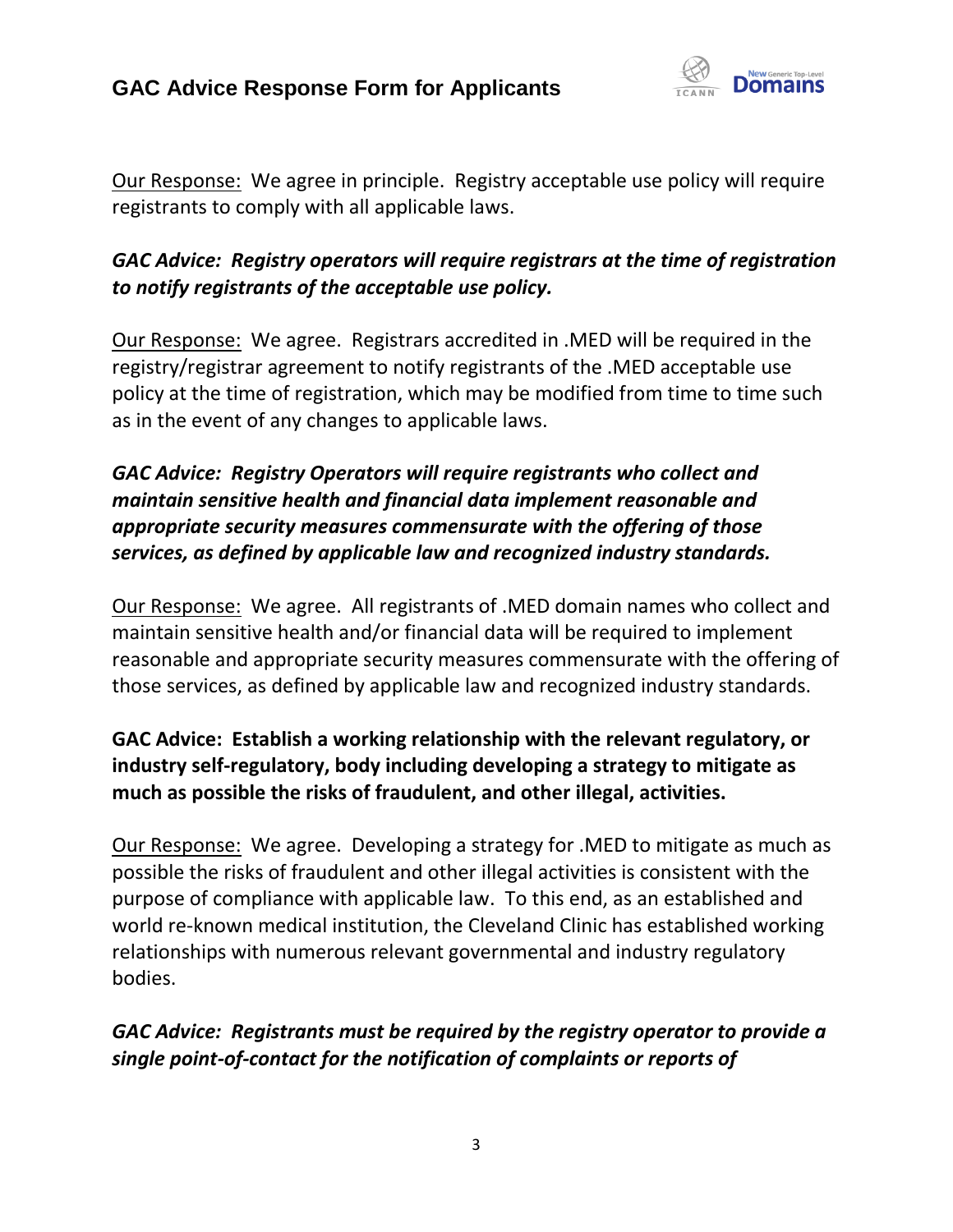<u>Our Response:</u> We agree in principle. Registry acceptable use policy will require registrants to comply with all applicable laws.

***GAC Advice: Registry operators will require registrars at the time of registration to notify registrants of the acceptable use policy.***

<u>Our Response:</u> We agree. Registrars accredited in .MED will be required in the registry/registrar agreement to notify registrants of the .MED acceptable use policy at the time of registration, which may be modified from time to time such as in the event of any changes to applicable laws.

***GAC Advice: Registry Operators will require registrants who collect and maintain sensitive health and financial data implement reasonable and appropriate security measures commensurate with the offering of those services, as defined by applicable law and recognized industry standards.***

<u>Our Response:</u> We agree. All registrants of .MED domain names who collect and maintain sensitive health and/or financial data will be required to implement reasonable and appropriate security measures commensurate with the offering of those services, as defined by applicable law and recognized industry standards.

**GAC Advice: Establish a working relationship with the relevant regulatory, or industry self-regulatory, body including developing a strategy to mitigate as much as possible the risks of fraudulent, and other illegal, activities.**

<u>Our Response:</u> We agree. Developing a strategy for .MED to mitigate as much as possible the risks of fraudulent and other illegal activities is consistent with the purpose of compliance with applicable law. To this end, as an established and world re-known medical institution, the Cleveland Clinic has established working relationships with numerous relevant governmental and industry regulatory bodies.

***GAC Advice: Registrants must be required by the registry operator to provide a single point-of-contact for the notification of complaints or reports of***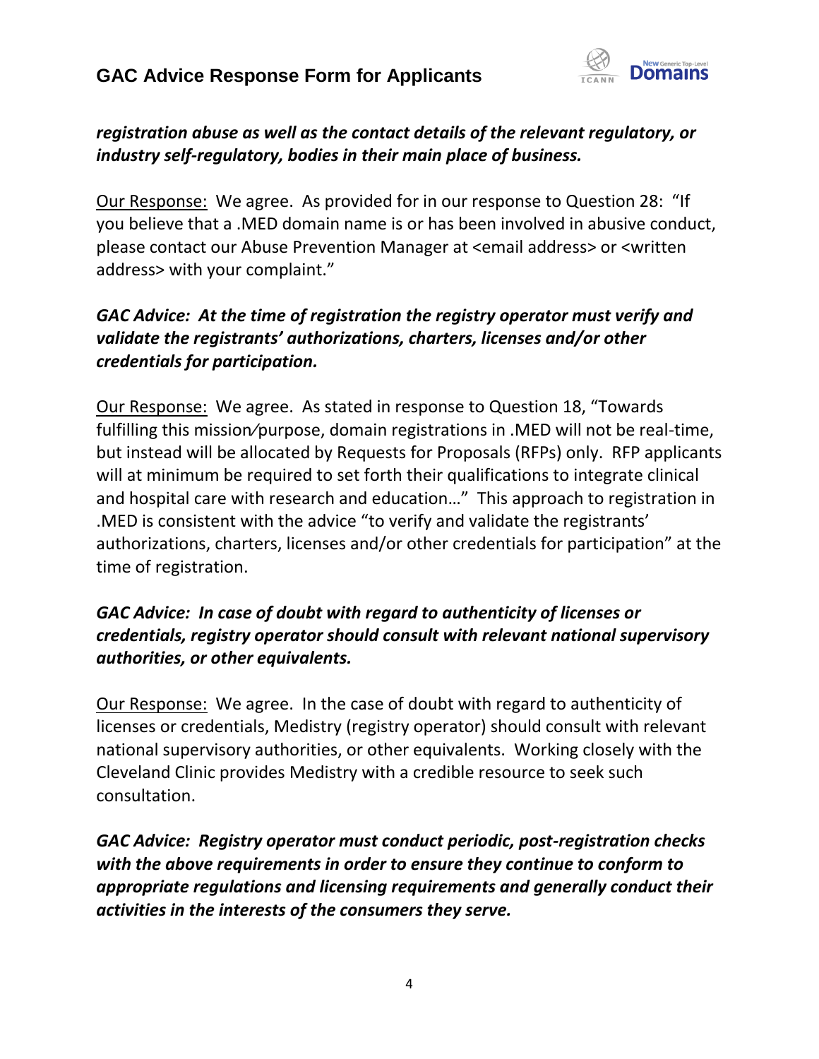***registration abuse as well as the contact details of the relevant regulatory, or industry self-regulatory, bodies in their main place of business.***

Our Response: We agree. As provided for in our response to Question 28: "If you believe that a .MED domain name is or has been involved in abusive conduct, please contact our Abuse Prevention Manager at <email address> or <written address> with your complaint."

***GAC Advice: At the time of registration the registry operator must verify and validate the registrants' authorizations, charters, licenses and/or other credentials for participation.***

Our Response: We agree. As stated in response to Question 18, "Towards fulfilling this mission⁄purpose, domain registrations in .MED will not be real-time, but instead will be allocated by Requests for Proposals (RFPs) only. RFP applicants will at minimum be required to set forth their qualifications to integrate clinical and hospital care with research and education…" This approach to registration in .MED is consistent with the advice "to verify and validate the registrants' authorizations, charters, licenses and/or other credentials for participation" at the time of registration.

***GAC Advice: In case of doubt with regard to authenticity of licenses or credentials, registry operator should consult with relevant national supervisory authorities, or other equivalents.***

Our Response: We agree. In the case of doubt with regard to authenticity of licenses or credentials, Medistry (registry operator) should consult with relevant national supervisory authorities, or other equivalents. Working closely with the Cleveland Clinic provides Medistry with a credible resource to seek such consultation.

***GAC Advice: Registry operator must conduct periodic, post-registration checks with the above requirements in order to ensure they continue to conform to appropriate regulations and licensing requirements and generally conduct their activities in the interests of the consumers they serve.***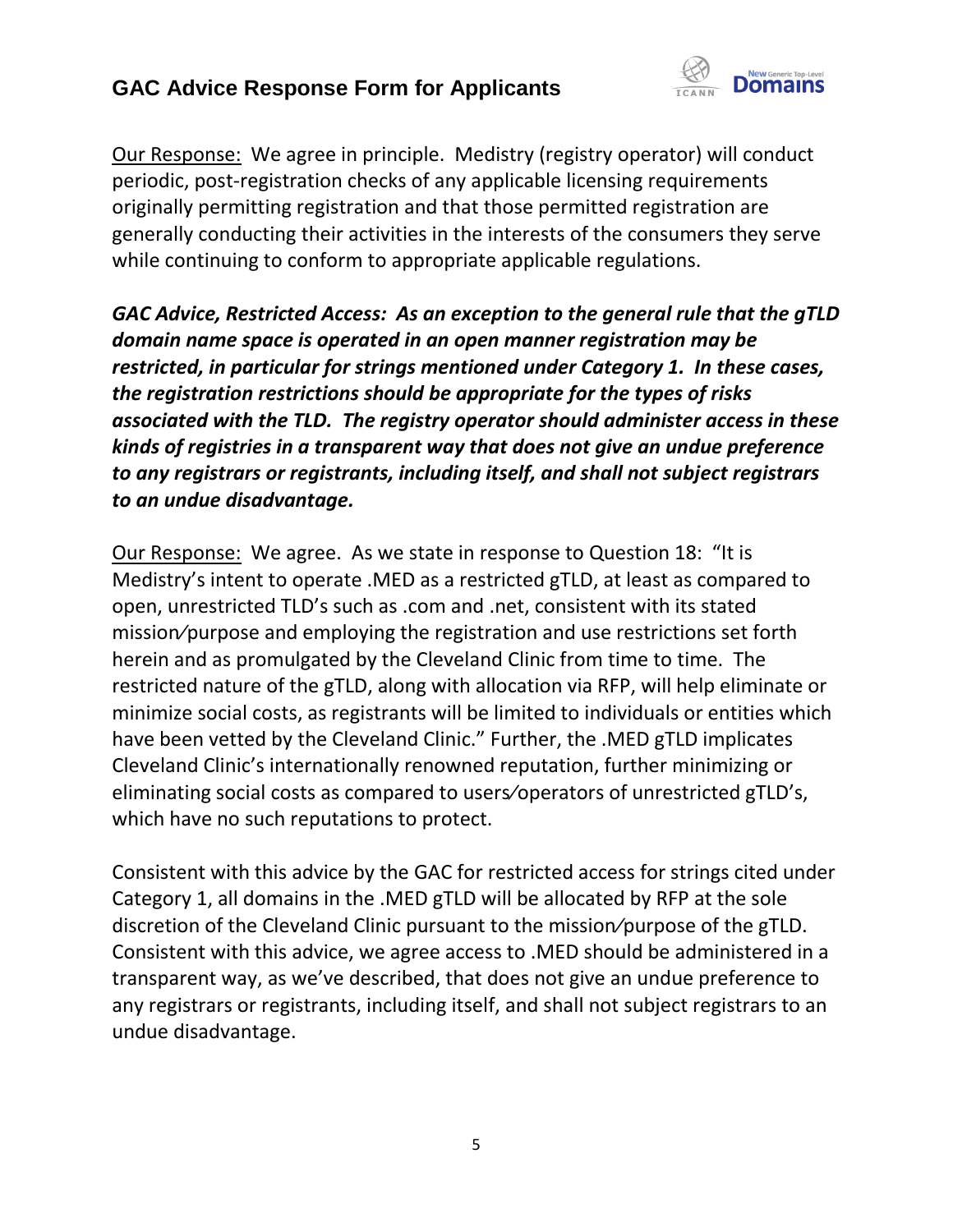<u>Our Response:</u> We agree in principle. Medistry (registry operator) will conduct periodic, post-registration checks of any applicable licensing requirements originally permitting registration and that those permitted registration are generally conducting their activities in the interests of the consumers they serve while continuing to conform to appropriate applicable regulations.

***GAC Advice, Restricted Access: As an exception to the general rule that the gTLD domain name space is operated in an open manner registration may be restricted, in particular for strings mentioned under Category 1. In these cases, the registration restrictions should be appropriate for the types of risks associated with the TLD. The registry operator should administer access in these kinds of registries in a transparent way that does not give an undue preference to any registrars or registrants, including itself, and shall not subject registrars to an undue disadvantage.***

<u>Our Response:</u> We agree. As we state in response to Question 18: "It is Medistry's intent to operate .MED as a restricted gTLD, at least as compared to open, unrestricted TLD's such as .com and .net, consistent with its stated mission⁄purpose and employing the registration and use restrictions set forth herein and as promulgated by the Cleveland Clinic from time to time. The restricted nature of the gTLD, along with allocation via RFP, will help eliminate or minimize social costs, as registrants will be limited to individuals or entities which have been vetted by the Cleveland Clinic." Further, the .MED gTLD implicates Cleveland Clinic's internationally renowned reputation, further minimizing or eliminating social costs as compared to users⁄operators of unrestricted gTLD's, which have no such reputations to protect.

Consistent with this advice by the GAC for restricted access for strings cited under Category 1, all domains in the .MED gTLD will be allocated by RFP at the sole discretion of the Cleveland Clinic pursuant to the mission⁄purpose of the gTLD. Consistent with this advice, we agree access to .MED should be administered in a transparent way, as we've described, that does not give an undue preference to any registrars or registrants, including itself, and shall not subject registrars to an undue disadvantage.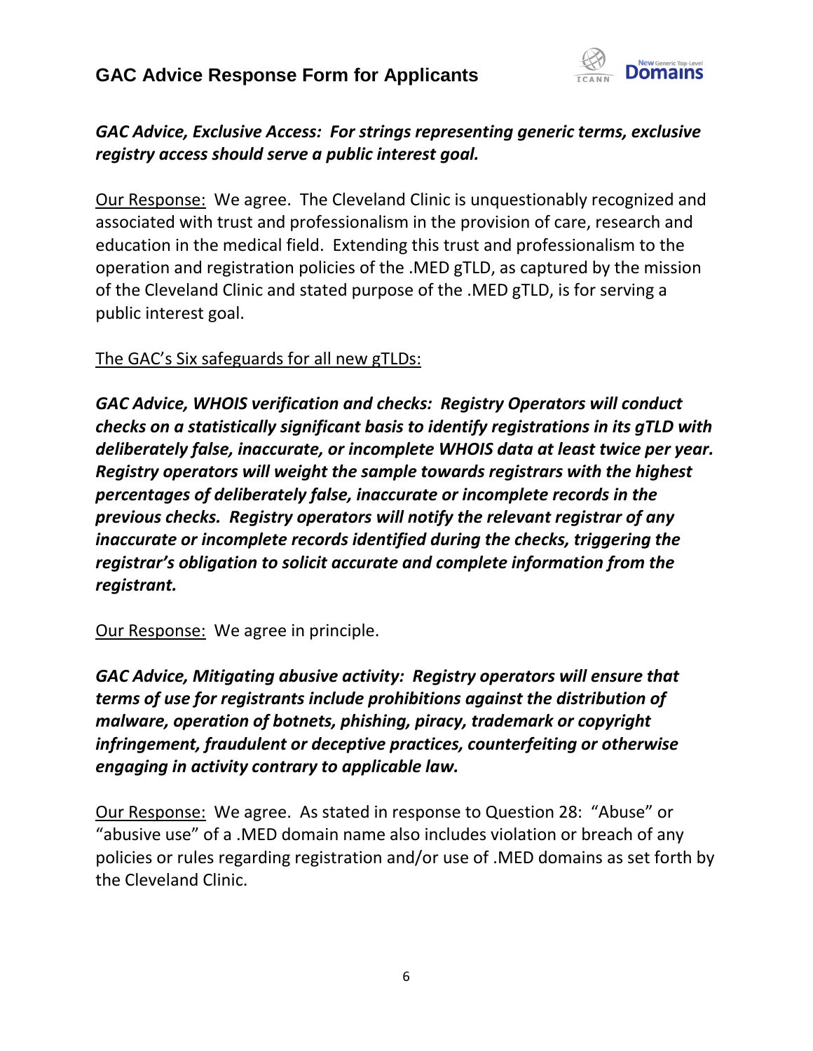***GAC Advice, Exclusive Access: For strings representing generic terms, exclusive registry access should serve a public interest goal.***

Our Response: We agree. The Cleveland Clinic is unquestionably recognized and associated with trust and professionalism in the provision of care, research and education in the medical field. Extending this trust and professionalism to the operation and registration policies of the .MED gTLD, as captured by the mission of the Cleveland Clinic and stated purpose of the .MED gTLD, is for serving a public interest goal.

The GAC's Six safeguards for all new gTLDs:

***GAC Advice, WHOIS verification and checks: Registry Operators will conduct checks on a statistically significant basis to identify registrations in its gTLD with deliberately false, inaccurate, or incomplete WHOIS data at least twice per year. Registry operators will weight the sample towards registrars with the highest percentages of deliberately false, inaccurate or incomplete records in the previous checks. Registry operators will notify the relevant registrar of any inaccurate or incomplete records identified during the checks, triggering the registrar's obligation to solicit accurate and complete information from the registrant.***

Our Response: We agree in principle.

***GAC Advice, Mitigating abusive activity: Registry operators will ensure that terms of use for registrants include prohibitions against the distribution of malware, operation of botnets, phishing, piracy, trademark or copyright infringement, fraudulent or deceptive practices, counterfeiting or otherwise engaging in activity contrary to applicable law.***

Our Response: We agree. As stated in response to Question 28: "Abuse" or "abusive use" of a .MED domain name also includes violation or breach of any policies or rules regarding registration and/or use of .MED domains as set forth by the Cleveland Clinic.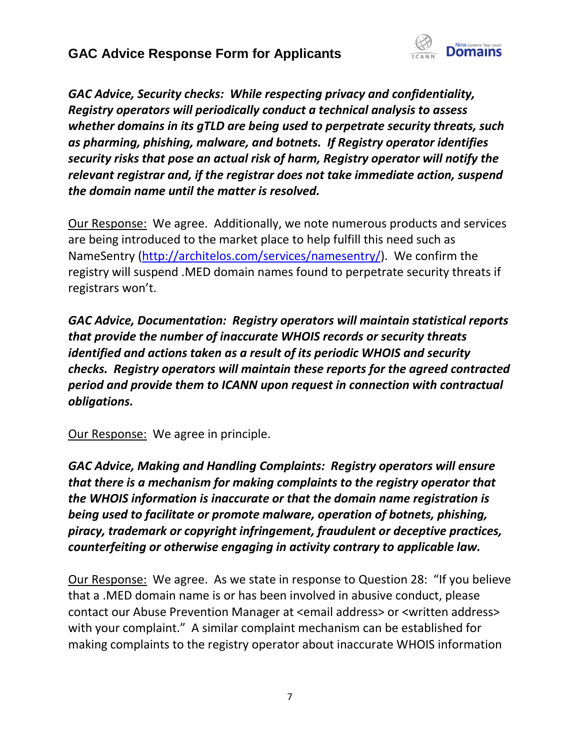***GAC Advice, Security checks: While respecting privacy and confidentiality, Registry operators will periodically conduct a technical analysis to assess whether domains in its gTLD are being used to perpetrate security threats, such as pharming, phishing, malware, and botnets. If Registry operator identifies security risks that pose an actual risk of harm, Registry operator will notify the relevant registrar and, if the registrar does not take immediate action, suspend the domain name until the matter is resolved.***

Our Response: We agree. Additionally, we note numerous products and services are being introduced to the market place to help fulfill this need such as NameSentry (http://architelos.com/services/namesentry/). We confirm the registry will suspend .MED domain names found to perpetrate security threats if registrars won't.

***GAC Advice, Documentation: Registry operators will maintain statistical reports that provide the number of inaccurate WHOIS records or security threats identified and actions taken as a result of its periodic WHOIS and security checks. Registry operators will maintain these reports for the agreed contracted period and provide them to ICANN upon request in connection with contractual obligations.***

Our Response: We agree in principle.

***GAC Advice, Making and Handling Complaints: Registry operators will ensure that there is a mechanism for making complaints to the registry operator that the WHOIS information is inaccurate or that the domain name registration is being used to facilitate or promote malware, operation of botnets, phishing, piracy, trademark or copyright infringement, fraudulent or deceptive practices, counterfeiting or otherwise engaging in activity contrary to applicable law.***

Our Response: We agree. As we state in response to Question 28: "If you believe that a .MED domain name is or has been involved in abusive conduct, please contact our Abuse Prevention Manager at <email address> or <written address> with your complaint." A similar complaint mechanism can be established for making complaints to the registry operator about inaccurate WHOIS information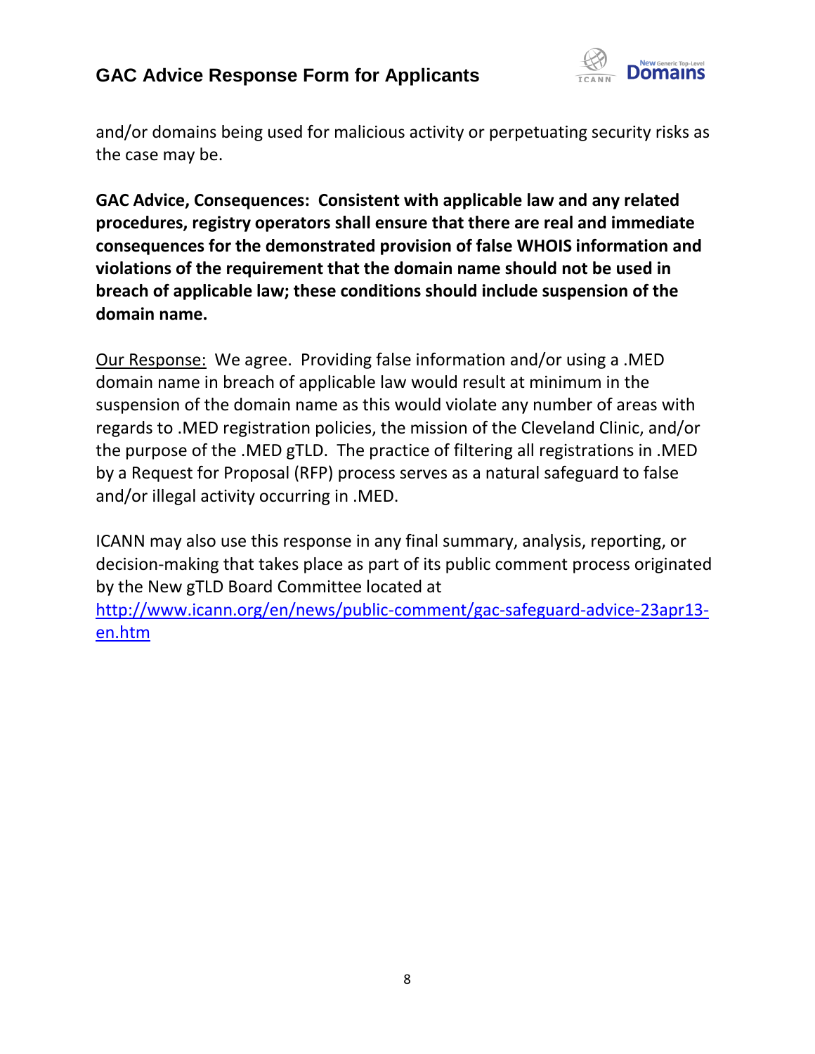and/or domains being used for malicious activity or perpetuating security risks as the case may be.

**GAC Advice, Consequences: Consistent with applicable law and any related procedures, registry operators shall ensure that there are real and immediate consequences for the demonstrated provision of false WHOIS information and violations of the requirement that the domain name should not be used in breach of applicable law; these conditions should include suspension of the domain name.**

<u>Our Response:</u> We agree. Providing false information and/or using a .MED domain name in breach of applicable law would result at minimum in the suspension of the domain name as this would violate any number of areas with regards to .MED registration policies, the mission of the Cleveland Clinic, and/or the purpose of the .MED gTLD. The practice of filtering all registrations in .MED by a Request for Proposal (RFP) process serves as a natural safeguard to false and/or illegal activity occurring in .MED.

ICANN may also use this response in any final summary, analysis, reporting, or decision-making that takes place as part of its public comment process originated by the New gTLD Board Committee located at [http://www.icann.org/en/news/public-comment/gac-safeguard-advice-23apr13-en.htm](http://www.icann.org/en/news/public-comment/gac-safeguard-advice-23apr13-en.htm)